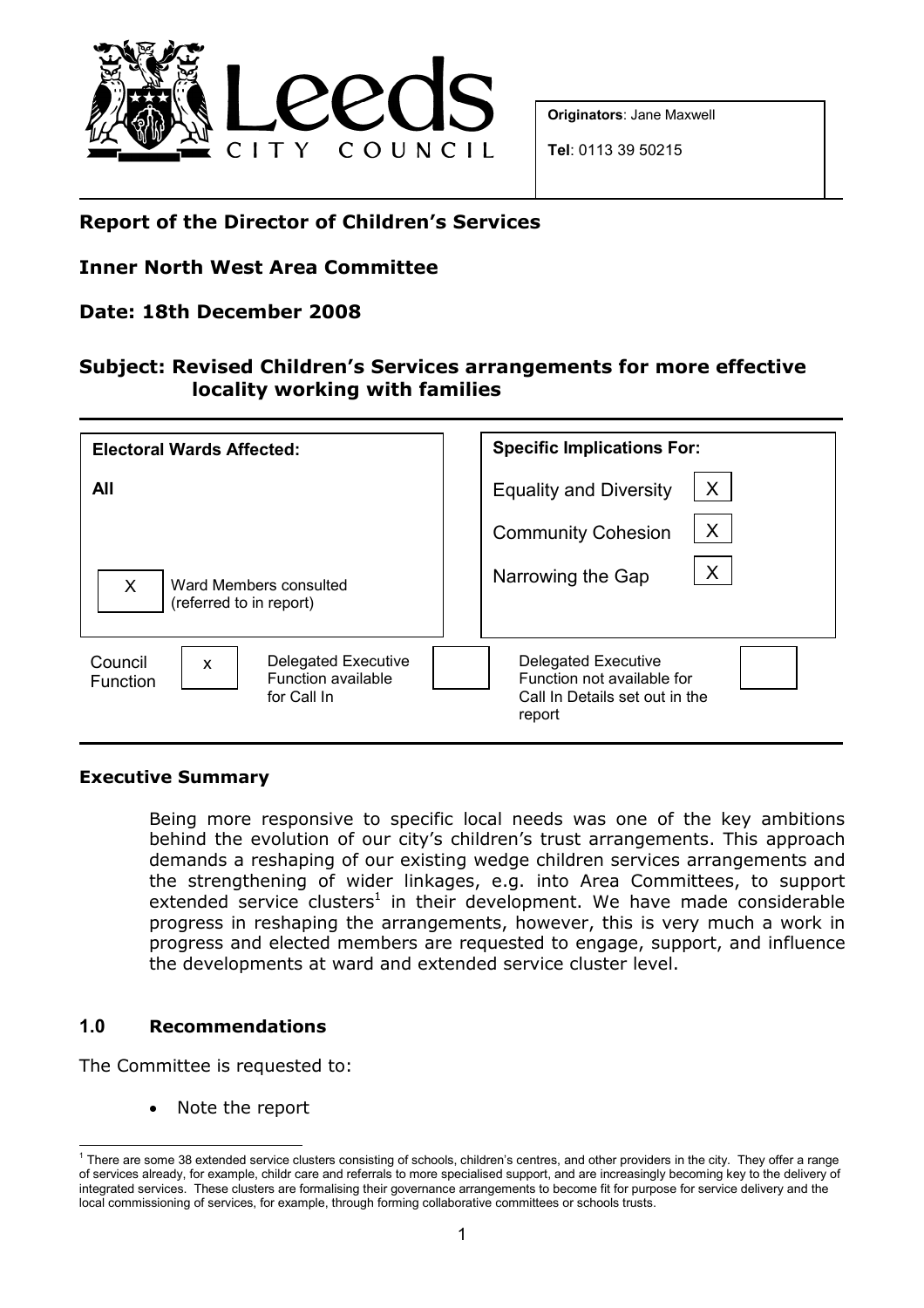**Originators**: Jane Maxwell

**Tel**: 0113 39 50215

## Report of the Director of Children's Services

## Inner North West Area Committee

## Date: 18th December 2008

## Subject: Revised Children's Services arrangements for more effective locality working with families

| **Electoral Wards Affected:** | **Specific Implications For:** | |
|---|---|---|
| **All** | Equality and Diversity | X |
| | Community Cohesion | X |
| X Ward Members consulted (referred to in report) | Narrowing the Gap | X |

| Council Function | x | Delegated Executive Function available for Call In | | Delegated Executive Function not available for Call In Details set out in the report | |
|---|---|---|---|---|---|

### Executive Summary

Being more responsive to specific local needs was one of the key ambitions behind the evolution of our city's children's trust arrangements. This approach demands a reshaping of our existing wedge children services arrangements and the strengthening of wider linkages, e.g. into Area Committees, to support extended service clusters[1] in their development. We have made considerable progress in reshaping the arrangements, however, this is very much a work in progress and elected members are requested to engage, support, and influence the developments at ward and extended service cluster level.

### 1.0 Recommendations

The Committee is requested to:

- Note the report

---

[1] There are some 38 extended service clusters consisting of schools, children's centres, and other providers in the city. They offer a range of services already, for example, childr care and referrals to more specialised support, and are increasingly becoming key to the delivery of integrated services. These clusters are formalising their governance arrangements to become fit for purpose for service delivery and the local commissioning of services, for example, through forming collaborative committees or schools trusts.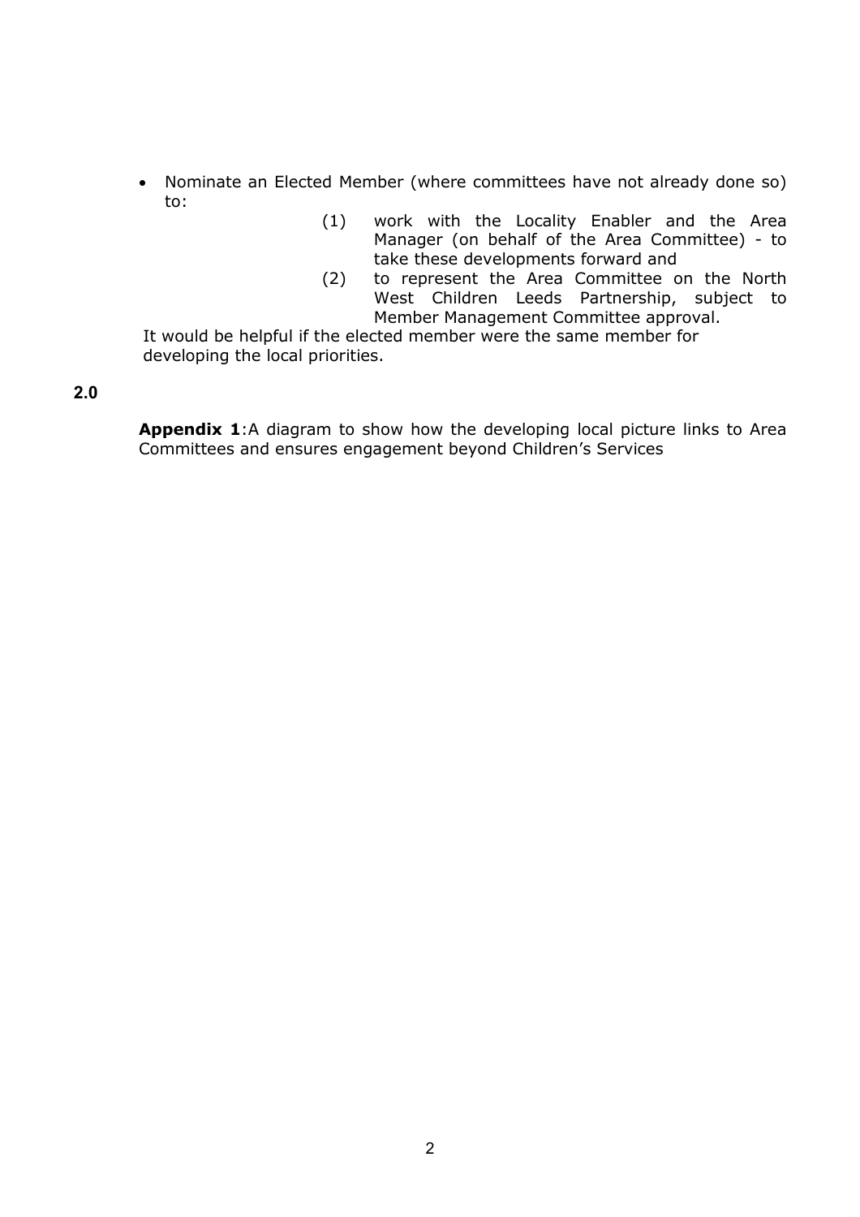- Nominate an Elected Member (where committees have not already done so) to:
    (1) work with the Locality Enabler and the Area Manager (on behalf of the Area Committee) - to take these developments forward and
    (2) to represent the Area Committee on the North West Children Leeds Partnership, subject to Member Management Committee approval.

It would be helpful if the elected member were the same member for developing the local priorities.

## 2.0

**Appendix 1**:A diagram to show how the developing local picture links to Area Committees and ensures engagement beyond Children's Services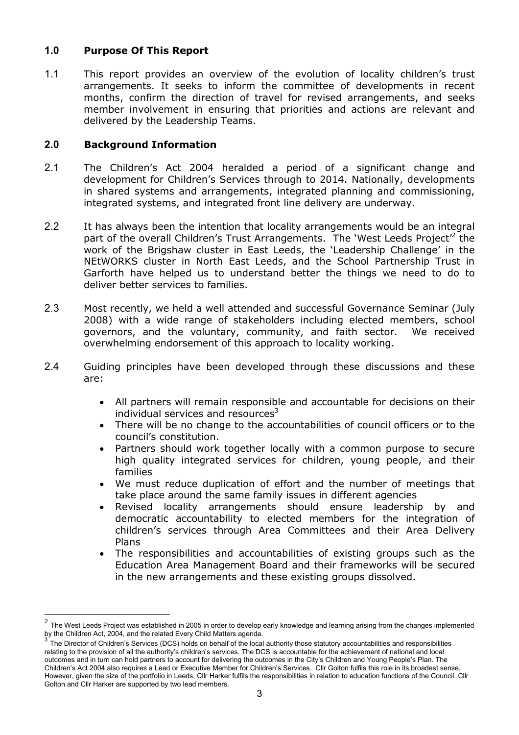## 1.0 Purpose Of This Report

1.1 This report provides an overview of the evolution of locality children's trust arrangements. It seeks to inform the committee of developments in recent months, confirm the direction of travel for revised arrangements, and seeks member involvement in ensuring that priorities and actions are relevant and delivered by the Leadership Teams.

## 2.0 Background Information

2.1 The Children's Act 2004 heralded a period of a significant change and development for Children's Services through to 2014. Nationally, developments in shared systems and arrangements, integrated planning and commissioning, integrated systems, and integrated front line delivery are underway.

2.2 It has always been the intention that locality arrangements would be an integral part of the overall Children's Trust Arrangements. The 'West Leeds Project'[2] the work of the Brigshaw cluster in East Leeds, the 'Leadership Challenge' in the NEtWORKS cluster in North East Leeds, and the School Partnership Trust in Garforth have helped us to understand better the things we need to do to deliver better services to families.

2.3 Most recently, we held a well attended and successful Governance Seminar (July 2008) with a wide range of stakeholders including elected members, school governors, and the voluntary, community, and faith sector. We received overwhelming endorsement of this approach to locality working.

2.4 Guiding principles have been developed through these discussions and these are:

- All partners will remain responsible and accountable for decisions on their individual services and resources[3]
- There will be no change to the accountabilities of council officers or to the council's constitution.
- Partners should work together locally with a common purpose to secure high quality integrated services for children, young people, and their families
- We must reduce duplication of effort and the number of meetings that take place around the same family issues in different agencies
- Revised locality arrangements should ensure leadership by and democratic accountability to elected members for the integration of children's services through Area Committees and their Area Delivery Plans
- The responsibilities and accountabilities of existing groups such as the Education Area Management Board and their frameworks will be secured in the new arrangements and these existing groups dissolved.

---

[2] The West Leeds Project was established in 2005 in order to develop early knowledge and learning arising from the changes implemented by the Children Act, 2004, and the related Every Child Matters agenda.

[3] The Director of Children's Services (DCS) holds on behalf of the local authority those statutory accountabilities and responsibilities relating to the provision of all the authority's children's services. The DCS is accountable for the achievement of national and local outcomes and in turn can hold partners to account for delivering the outcomes in the City's Children and Young People's Plan. The Children's Act 2004 also requires a Lead or Executive Member for Children's Services. Cllr Golton fulfils this role in its broadest sense. However, given the size of the portfolio in Leeds, Cllr Harker fulfils the responsibilities in relation to education functions of the Council. Cllr Golton and Cllr Harker are supported by two lead members.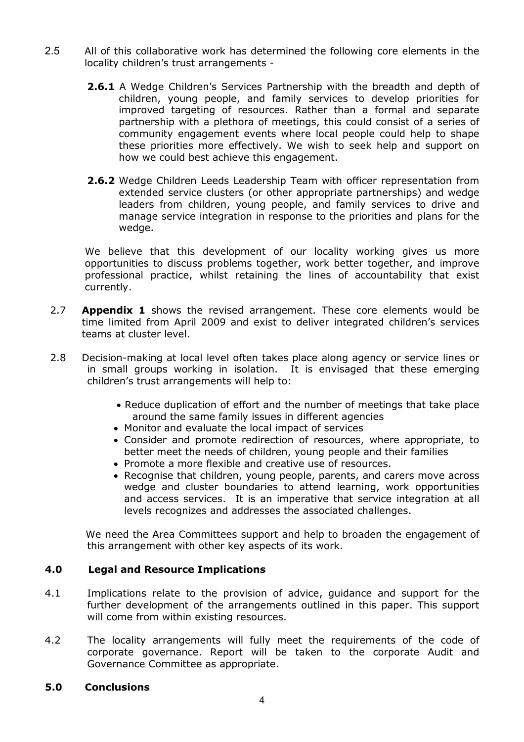2.5 All of this collaborative work has determined the following core elements in the locality children's trust arrangements -

**2.6.1** A Wedge Children's Services Partnership with the breadth and depth of children, young people, and family services to develop priorities for improved targeting of resources. Rather than a formal and separate partnership with a plethora of meetings, this could consist of a series of community engagement events where local people could help to shape these priorities more effectively. We wish to seek help and support on how we could best achieve this engagement.

**2.6.2** Wedge Children Leeds Leadership Team with officer representation from extended service clusters (or other appropriate partnerships) and wedge leaders from children, young people, and family services to drive and manage service integration in response to the priorities and plans for the wedge.

We believe that this development of our locality working gives us more opportunities to discuss problems together, work better together, and improve professional practice, whilst retaining the lines of accountability that exist currently.

2.7 **Appendix 1** shows the revised arrangement. These core elements would be time limited from April 2009 and exist to deliver integrated children's services teams at cluster level.

2.8 Decision-making at local level often takes place along agency or service lines or in small groups working in isolation. It is envisaged that these emerging children's trust arrangements will help to:

- Reduce duplication of effort and the number of meetings that take place around the same family issues in different agencies
- Monitor and evaluate the local impact of services
- Consider and promote redirection of resources, where appropriate, to better meet the needs of children, young people and their families
- Promote a more flexible and creative use of resources.
- Recognise that children, young people, parents, and carers move across wedge and cluster boundaries to attend learning, work opportunities and access services. It is an imperative that service integration at all levels recognizes and addresses the associated challenges.

We need the Area Committees support and help to broaden the engagement of this arrangement with other key aspects of its work.

## 4.0 Legal and Resource Implications

4.1 Implications relate to the provision of advice, guidance and support for the further development of the arrangements outlined in this paper. This support will come from within existing resources.

4.2 The locality arrangements will fully meet the requirements of the code of corporate governance. Report will be taken to the corporate Audit and Governance Committee as appropriate.

## 5.0 Conclusions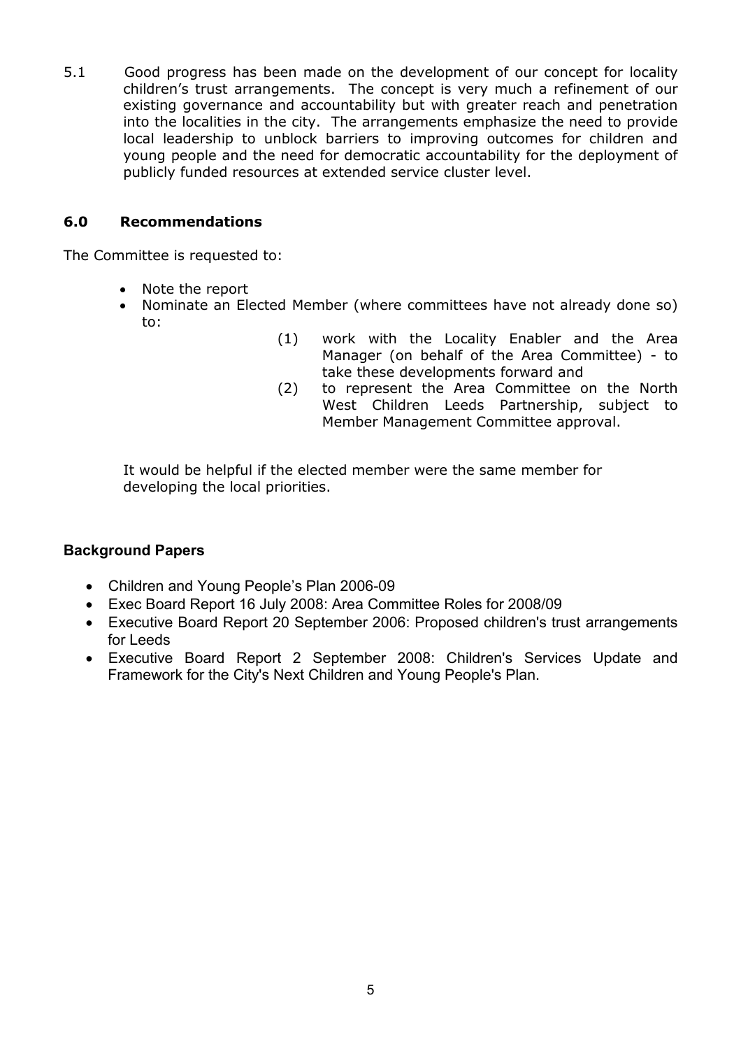5.1 Good progress has been made on the development of our concept for locality children's trust arrangements. The concept is very much a refinement of our existing governance and accountability but with greater reach and penetration into the localities in the city. The arrangements emphasize the need to provide local leadership to unblock barriers to improving outcomes for children and young people and the need for democratic accountability for the deployment of publicly funded resources at extended service cluster level.

## 6.0 Recommendations

The Committee is requested to:

- Note the report
- Nominate an Elected Member (where committees have not already done so) to:
  - (1) work with the Locality Enabler and the Area Manager (on behalf of the Area Committee) - to take these developments forward and
  - (2) to represent the Area Committee on the North West Children Leeds Partnership, subject to Member Management Committee approval.

It would be helpful if the elected member were the same member for developing the local priorities.

## Background Papers

- Children and Young People's Plan 2006-09
- Exec Board Report 16 July 2008: Area Committee Roles for 2008/09
- Executive Board Report 20 September 2006: Proposed children's trust arrangements for Leeds
- Executive Board Report 2 September 2008: Children's Services Update and Framework for the City's Next Children and Young People's Plan.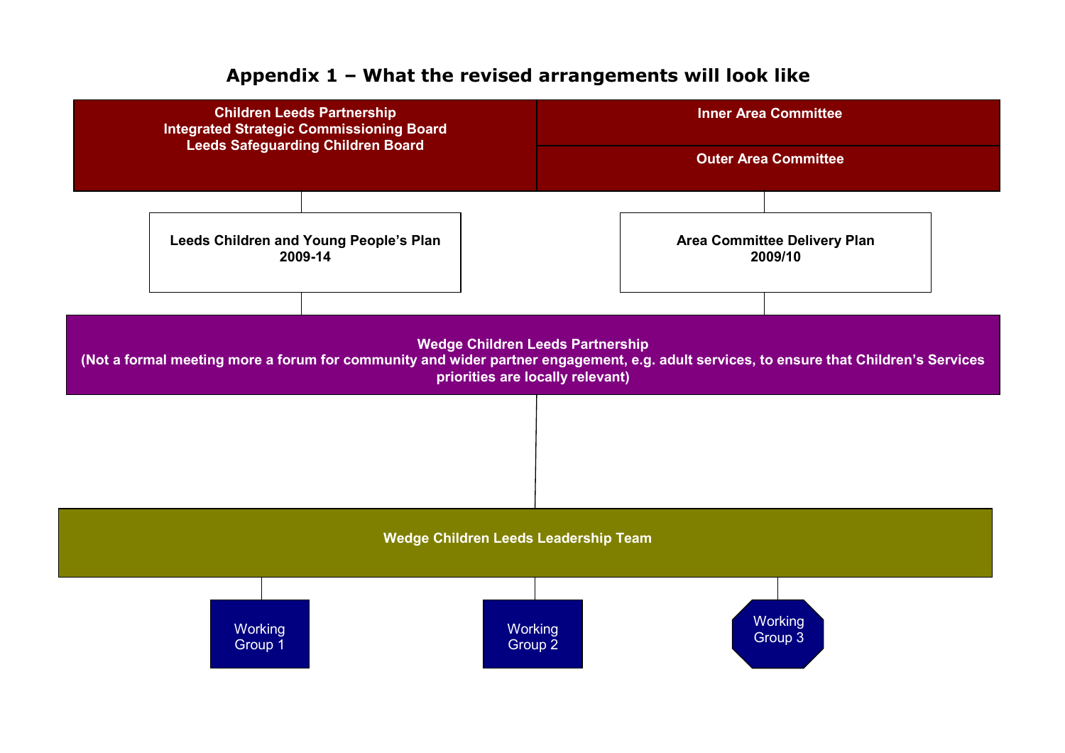# Appendix 1 – What the revised arrangements will look like

**Children Leeds Partnership**
**Integrated Strategic Commissioning Board**
**Leeds Safeguarding Children Board**

**Inner Area Committee**

**Outer Area Committee**

**Leeds Children and Young People's Plan 2009-14**

**Area Committee Delivery Plan 2009/10**

**Wedge Children Leeds Partnership**
**(Not a formal meeting more a forum for community and wider partner engagement, e.g. adult services, to ensure that Children's Services priorities are locally relevant)**

**Wedge Children Leeds Leadership Team**

Working Group 1

Working Group 2

Working Group 3